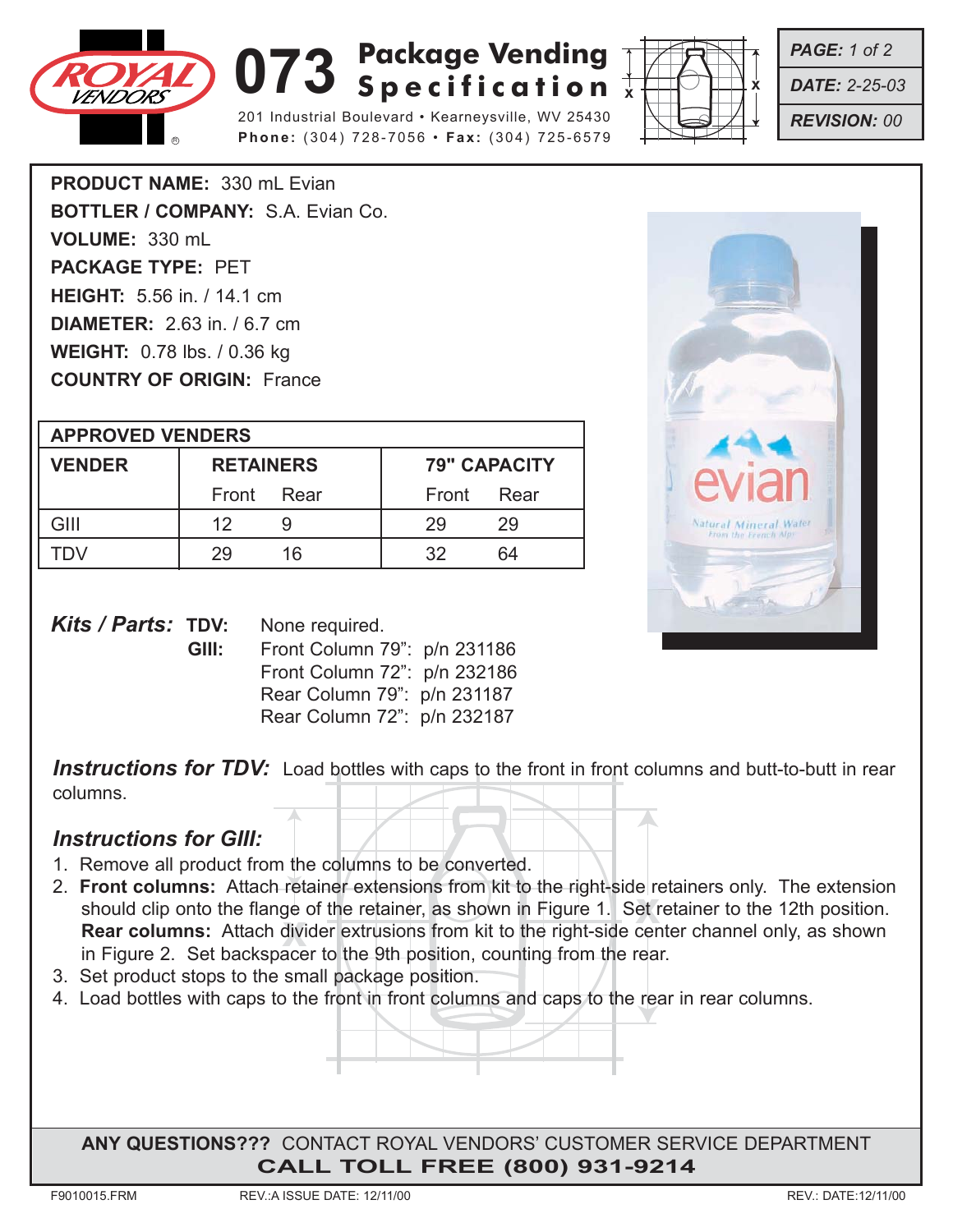# 073 Package Vending Specification

201 Industrial Boulevard • Kearneysville, WV 25430
**Phone:** (304) 728-7056 • **Fax:** (304) 725-6579

***PAGE:*** *1 of 2*
***DATE:*** *2-25-03*
***REVISION:*** *00*

**PRODUCT NAME:** 330 mL Evian
**BOTTLER / COMPANY:** S.A. Evian Co.
**VOLUME:** 330 mL
**PACKAGE TYPE:** PET
**HEIGHT:** 5.56 in. / 14.1 cm
**DIAMETER:** 2.63 in. / 6.7 cm
**WEIGHT:** 0.78 lbs. / 0.36 kg
**COUNTRY OF ORIGIN:** France

| **APPROVED VENDERS** | | | | |
|---|---|---|---|---|
| **VENDER** | **RETAINERS** | | **79" CAPACITY** | |
| | Front | Rear | Front | Rear |
| GIII | 12 | 9 | 29 | 29 |
| TDV | 29 | 16 | 32 | 64 |

***Kits / Parts:***
**TDV:** None required.
**GIII:**
Front Column 79": p/n 231186
Front Column 72": p/n 232186
Rear Column 79": p/n 231187
Rear Column 72": p/n 232187

***Instructions for TDV:*** Load bottles with caps to the front in front columns and butt-to-butt in rear columns.

### *Instructions for GIII:*

1. Remove all product from the columns to be converted.
2. **Front columns:** Attach retainer extensions from kit to the right-side retainers only. The extension should clip onto the flange of the retainer, as shown in Figure 1. Set retainer to the 12th position.
   **Rear columns:** Attach divider extrusions from kit to the right-side center channel only, as shown in Figure 2. Set backspacer to the 9th position, counting from the rear.
3. Set product stops to the small package position.
4. Load bottles with caps to the front in front columns and caps to the rear in rear columns.

**ANY QUESTIONS???** CONTACT ROYAL VENDORS' CUSTOMER SERVICE DEPARTMENT
**CALL TOLL FREE (800) 931-9214**

F9010015.FRM REV.:A ISSUE DATE: 12/11/00 REV.: DATE:12/11/00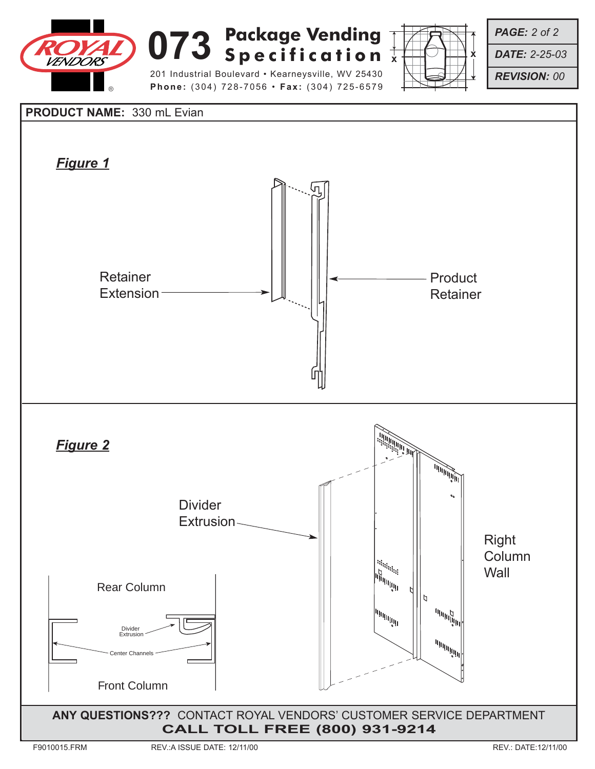# 073 Package Vending Specification

201 Industrial Boulevard • Kearneysville, WV 25430
**Phone:** (304) 728-7056 • **Fax:** (304) 725-6579

***PAGE:*** *2 of 2*
***DATE:*** *2-25-03*
***REVISION:*** *00*

**PRODUCT NAME:** 330 mL Evian

***Figure 1***

Retainer Extension

Product Retainer

***Figure 2***

Divider Extrusion

Right Column Wall

Rear Column

Divider Extrusion

Center Channels

Front Column

**ANY QUESTIONS???** CONTACT ROYAL VENDORS' CUSTOMER SERVICE DEPARTMENT
**CALL TOLL FREE (800) 931-9214**

F9010015.FRM REV.:A ISSUE DATE: 12/11/00 REV.: DATE:12/11/00